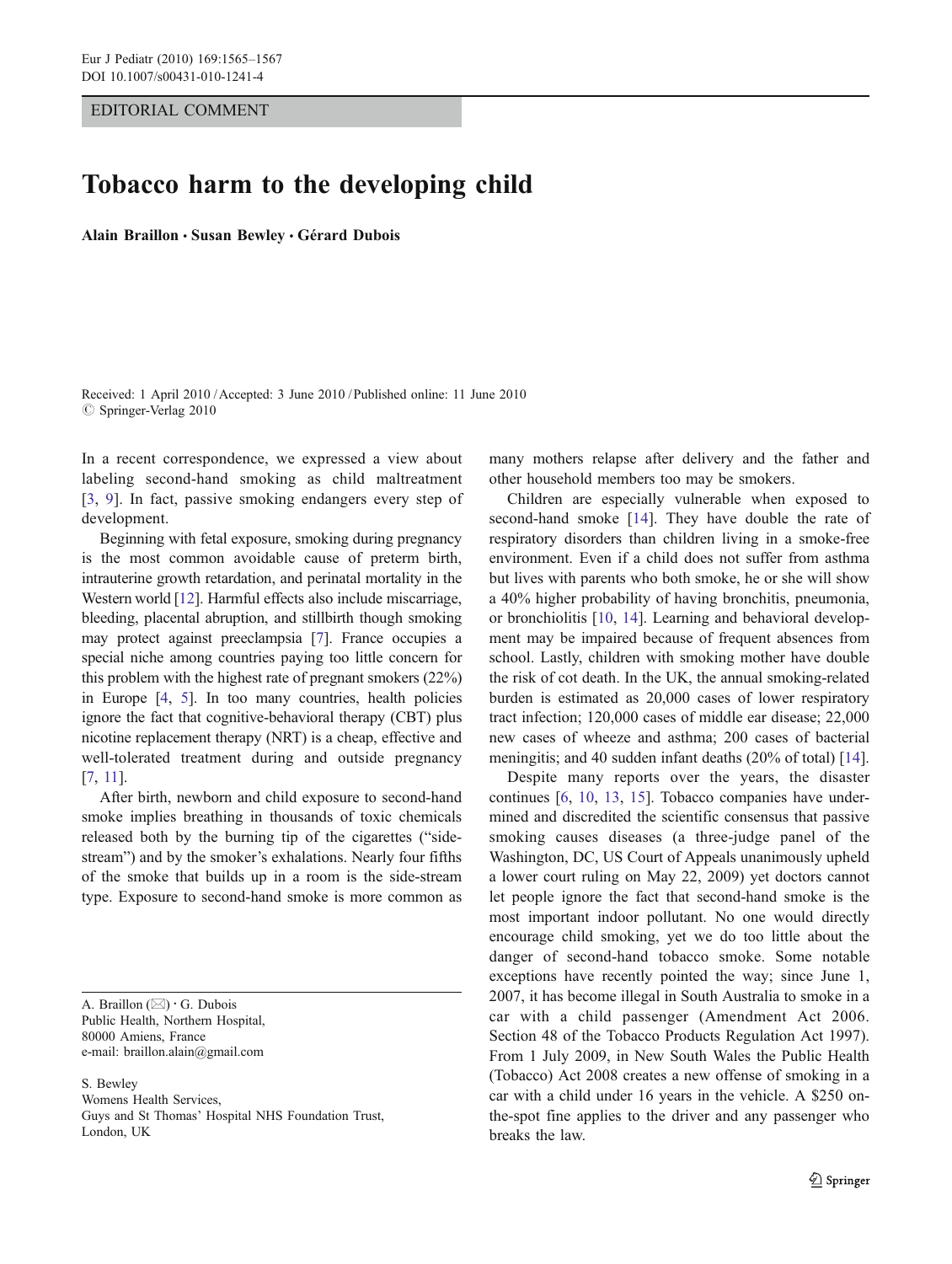EDITORIAL COMMENT

# Tobacco harm to the developing child

**Alain Braillon · Susan Bewley · Gérard Dubois**

Received: 1 April 2010 / Accepted: 3 June 2010 / Published online: 11 June 2010
© Springer-Verlag 2010

A. Braillon (✉) · G. Dubois
Public Health, Northern Hospital,
80000 Amiens, France
e-mail: braillon.alain@gmail.com

S. Bewley
Womens Health Services,
Guys and St Thomas' Hospital NHS Foundation Trust,
London, UK

In a recent correspondence, we expressed a view about labeling second-hand smoking as child maltreatment [3, 9]. In fact, passive smoking endangers every step of development.

Beginning with fetal exposure, smoking during pregnancy is the most common avoidable cause of preterm birth, intrauterine growth retardation, and perinatal mortality in the Western world [12]. Harmful effects also include miscarriage, bleeding, placental abruption, and stillbirth though smoking may protect against preeclampsia [7]. France occupies a special niche among countries paying too little concern for this problem with the highest rate of pregnant smokers (22%) in Europe [4, 5]. In too many countries, health policies ignore the fact that cognitive-behavioral therapy (CBT) plus nicotine replacement therapy (NRT) is a cheap, effective and well-tolerated treatment during and outside pregnancy [7, 11].

After birth, newborn and child exposure to second-hand smoke implies breathing in thousands of toxic chemicals released both by the burning tip of the cigarettes ("side-stream") and by the smoker's exhalations. Nearly four fifths of the smoke that builds up in a room is the side-stream type. Exposure to second-hand smoke is more common as many mothers relapse after delivery and the father and other household members too may be smokers.

Children are especially vulnerable when exposed to second-hand smoke [14]. They have double the rate of respiratory disorders than children living in a smoke-free environment. Even if a child does not suffer from asthma but lives with parents who both smoke, he or she will show a 40% higher probability of having bronchitis, pneumonia, or bronchiolitis [10, 14]. Learning and behavioral development may be impaired because of frequent absences from school. Lastly, children with smoking mother have double the risk of cot death. In the UK, the annual smoking-related burden is estimated as 20,000 cases of lower respiratory tract infection; 120,000 cases of middle ear disease; 22,000 new cases of wheeze and asthma; 200 cases of bacterial meningitis; and 40 sudden infant deaths (20% of total) [14].

Despite many reports over the years, the disaster continues [6, 10, 13, 15]. Tobacco companies have undermined and discredited the scientific consensus that passive smoking causes diseases (a three-judge panel of the Washington, DC, US Court of Appeals unanimously upheld a lower court ruling on May 22, 2009) yet doctors cannot let people ignore the fact that second-hand smoke is the most important indoor pollutant. No one would directly encourage child smoking, yet we do too little about the danger of second-hand tobacco smoke. Some notable exceptions have recently pointed the way; since June 1, 2007, it has become illegal in South Australia to smoke in a car with a child passenger (Amendment Act 2006. Section 48 of the Tobacco Products Regulation Act 1997). From 1 July 2009, in New South Wales the Public Health (Tobacco) Act 2008 creates a new offense of smoking in a car with a child under 16 years in the vehicle. A $250 on-the-spot fine applies to the driver and any passenger who breaks the law.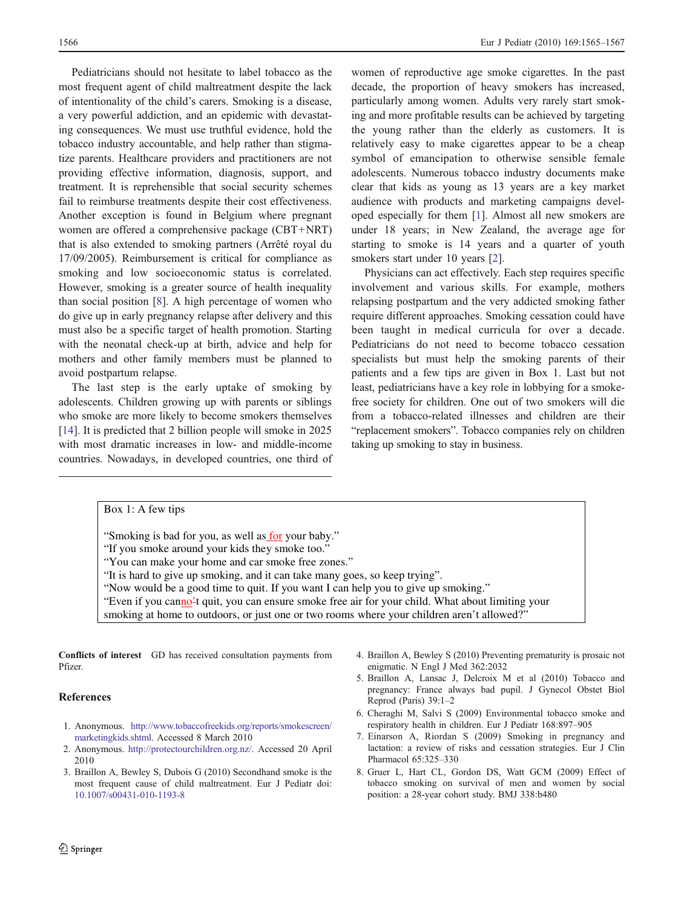Pediatricians should not hesitate to label tobacco as the most frequent agent of child maltreatment despite the lack of intentionality of the child's carers. Smoking is a disease, a very powerful addiction, and an epidemic with devastating consequences. We must use truthful evidence, hold the tobacco industry accountable, and help rather than stigmatize parents. Healthcare providers and practitioners are not providing effective information, diagnosis, support, and treatment. It is reprehensible that social security schemes fail to reimburse treatments despite their cost effectiveness. Another exception is found in Belgium where pregnant women are offered a comprehensive package (CBT+NRT) that is also extended to smoking partners (Arrêté royal du 17/09/2005). Reimbursement is critical for compliance as smoking and low socioeconomic status is correlated. However, smoking is a greater source of health inequality than social position [8]. A high percentage of women who do give up in early pregnancy relapse after delivery and this must also be a specific target of health promotion. Starting with the neonatal check-up at birth, advice and help for mothers and other family members must be planned to avoid postpartum relapse.

The last step is the early uptake of smoking by adolescents. Children growing up with parents or siblings who smoke are more likely to become smokers themselves [14]. It is predicted that 2 billion people will smoke in 2025 with most dramatic increases in low- and middle-income countries. Nowadays, in developed countries, one third of women of reproductive age smoke cigarettes. In the past decade, the proportion of heavy smokers has increased, particularly among women. Adults very rarely start smoking and more profitable results can be achieved by targeting the young rather than the elderly as customers. It is relatively easy to make cigarettes appear to be a cheap symbol of emancipation to otherwise sensible female adolescents. Numerous tobacco industry documents make clear that kids as young as 13 years are a key market audience with products and marketing campaigns developed especially for them [1]. Almost all new smokers are under 18 years; in New Zealand, the average age for starting to smoke is 14 years and a quarter of youth smokers start under 10 years [2].

Physicians can act effectively. Each step requires specific involvement and various skills. For example, mothers relapsing postpartum and the very addicted smoking father require different approaches. Smoking cessation could have been taught in medical curricula for over a decade. Pediatricians do not need to become tobacco cessation specialists but must help the smoking parents of their patients and a few tips are given in Box 1. Last but not least, pediatricians have a key role in lobbying for a smoke-free society for children. One out of two smokers will die from a tobacco-related illnesses and children are their "replacement smokers". Tobacco companies rely on children taking up smoking to stay in business.

**Box 1: A few tips**

"Smoking is bad for you, as well as for your baby."
"If you smoke around your kids they smoke too."
"You can make your home and car smoke free zones."
"It is hard to give up smoking, and it can take many goes, so keep trying".
"Now would be a good time to quit. If you want I can help you to give up smoking."
"Even if you can no't quit, you can ensure smoke free air for your child. What about limiting your smoking at home to outdoors, or just one or two rooms where your children aren't allowed?"

**Conflicts of interest** GD has received consultation payments from Pfizer.

## References

1. Anonymous. http://www.tobaccofreekids.org/reports/smokescreen/marketingkids.shtml. Accessed 8 March 2010
2. Anonymous. http://protectourchildren.org.nz/. Accessed 20 April 2010
3. Braillon A, Bewley S, Dubois G (2010) Secondhand smoke is the most frequent cause of child maltreatment. Eur J Pediatr doi: 10.1007/s00431-010-1193-8
4. Braillon A, Bewley S (2010) Preventing prematurity is prosaic not enigmatic. N Engl J Med 362:2032
5. Braillon A, Lansac J, Delcroix M et al (2010) Tobacco and pregnancy: France always bad pupil. J Gynecol Obstet Biol Reprod (Paris) 39:1–2
6. Cheraghi M, Salvi S (2009) Environmental tobacco smoke and respiratory health in children. Eur J Pediatr 168:897–905
7. Einarson A, Riordan S (2009) Smoking in pregnancy and lactation: a review of risks and cessation strategies. Eur J Clin Pharmacol 65:325–330
8. Gruer L, Hart CL, Gordon DS, Watt GCM (2009) Effect of tobacco smoking on survival of men and women by social position: a 28-year cohort study. BMJ 338:b480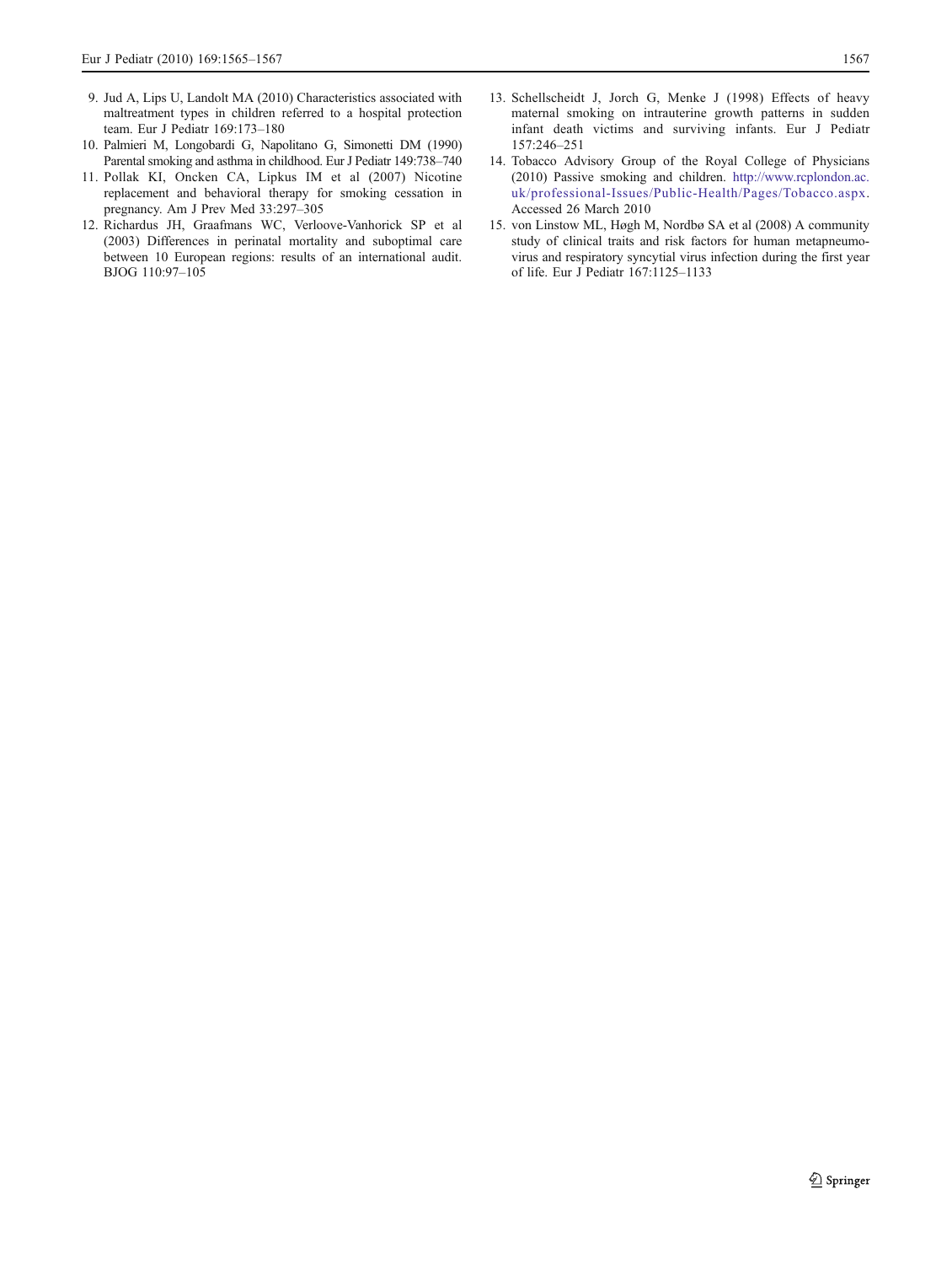9. Jud A, Lips U, Landolt MA (2010) Characteristics associated with maltreatment types in children referred to a hospital protection team. Eur J Pediatr 169:173–180
10. Palmieri M, Longobardi G, Napolitano G, Simonetti DM (1990) Parental smoking and asthma in childhood. Eur J Pediatr 149:738–740
11. Pollak KI, Oncken CA, Lipkus IM et al (2007) Nicotine replacement and behavioral therapy for smoking cessation in pregnancy. Am J Prev Med 33:297–305
12. Richardus JH, Graafmans WC, Verloove-Vanhorick SP et al (2003) Differences in perinatal mortality and suboptimal care between 10 European regions: results of an international audit. BJOG 110:97–105
13. Schellscheidt J, Jorch G, Menke J (1998) Effects of heavy maternal smoking on intrauterine growth patterns in sudden infant death victims and surviving infants. Eur J Pediatr 157:246–251
14. Tobacco Advisory Group of the Royal College of Physicians (2010) Passive smoking and children. http://www.rcplondon.ac.uk/professional-Issues/Public-Health/Pages/Tobacco.aspx. Accessed 26 March 2010
15. von Linstow ML, Høgh M, Nordbø SA et al (2008) A community study of clinical traits and risk factors for human metapneumovirus and respiratory syncytial virus infection during the first year of life. Eur J Pediatr 167:1125–1133